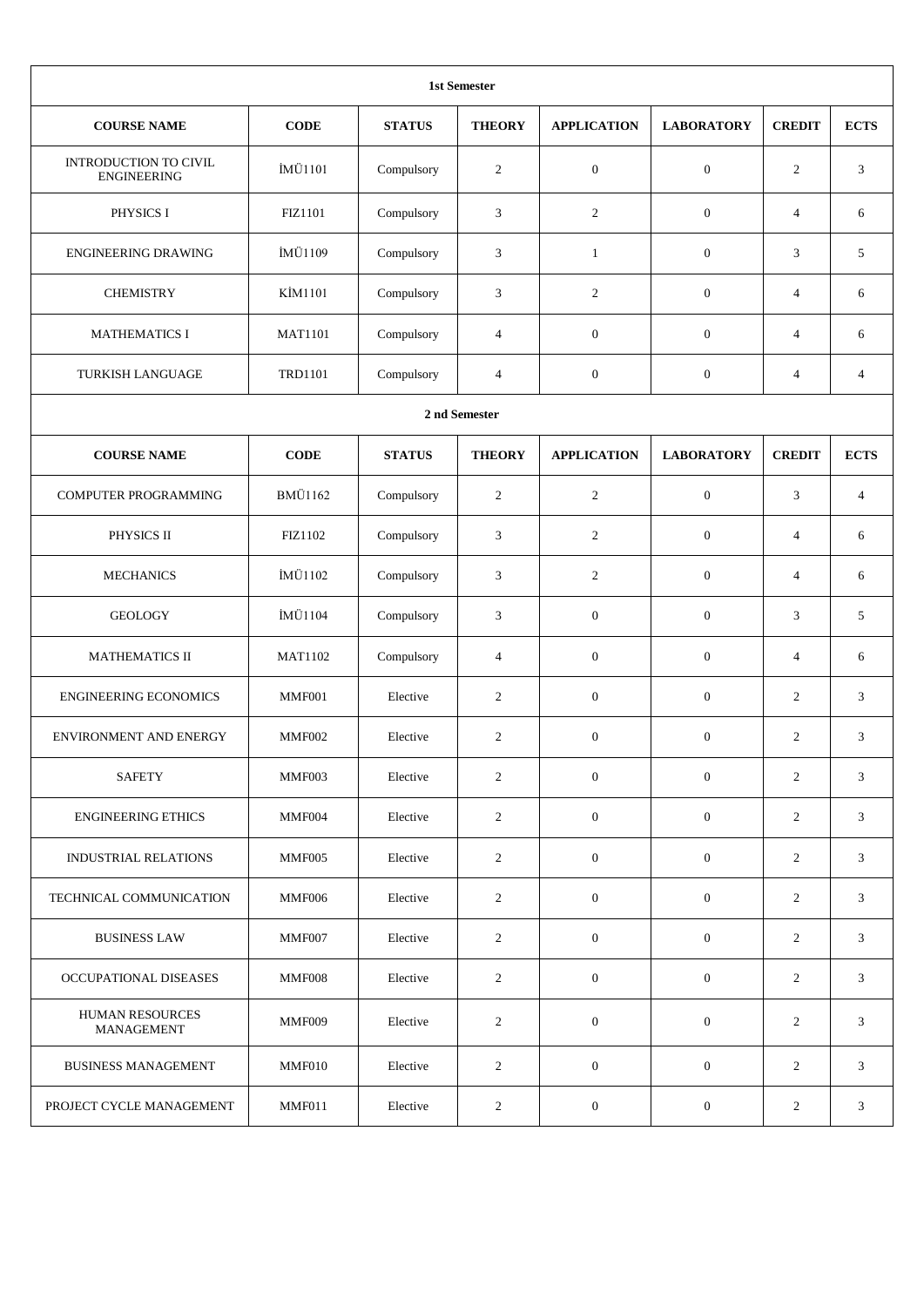| 1st Semester | | | | | | | |
|---|---|---|---|---|---|---|---|
| **COURSE NAME** | **CODE** | **STATUS** | **THEORY** | **APPLICATION** | **LABORATORY** | **CREDIT** | **ECTS** |
| INTRODUCTION TO CIVIL ENGINEERING | İMÜ1101 | Compulsory | 2 | 0 | 0 | 2 | 3 |
| PHYSICS I | FIZ1101 | Compulsory | 3 | 2 | 0 | 4 | 6 |
| ENGINEERING DRAWING | İMÜ1109 | Compulsory | 3 | 1 | 0 | 3 | 5 |
| CHEMISTRY | KİM1101 | Compulsory | 3 | 2 | 0 | 4 | 6 |
| MATHEMATICS I | MAT1101 | Compulsory | 4 | 0 | 0 | 4 | 6 |
| TURKISH LANGUAGE | TRD1101 | Compulsory | 4 | 0 | 0 | 4 | 4 |
| **2 nd Semester** | | | | | | | |
| **COURSE NAME** | **CODE** | **STATUS** | **THEORY** | **APPLICATION** | **LABORATORY** | **CREDIT** | **ECTS** |
| COMPUTER PROGRAMMING | BMÜ1162 | Compulsory | 2 | 2 | 0 | 3 | 4 |
| PHYSICS II | FIZ1102 | Compulsory | 3 | 2 | 0 | 4 | 6 |
| MECHANICS | İMÜ1102 | Compulsory | 3 | 2 | 0 | 4 | 6 |
| GEOLOGY | İMÜ1104 | Compulsory | 3 | 0 | 0 | 3 | 5 |
| MATHEMATICS II | MAT1102 | Compulsory | 4 | 0 | 0 | 4 | 6 |
| ENGINEERING ECONOMICS | MMF001 | Elective | 2 | 0 | 0 | 2 | 3 |
| ENVIRONMENT AND ENERGY | MMF002 | Elective | 2 | 0 | 0 | 2 | 3 |
| SAFETY | MMF003 | Elective | 2 | 0 | 0 | 2 | 3 |
| ENGINEERING ETHICS | MMF004 | Elective | 2 | 0 | 0 | 2 | 3 |
| INDUSTRIAL RELATIONS | MMF005 | Elective | 2 | 0 | 0 | 2 | 3 |
| TECHNICAL COMMUNICATION | MMF006 | Elective | 2 | 0 | 0 | 2 | 3 |
| BUSINESS LAW | MMF007 | Elective | 2 | 0 | 0 | 2 | 3 |
| OCCUPATIONAL DISEASES | MMF008 | Elective | 2 | 0 | 0 | 2 | 3 |
| HUMAN RESOURCES MANAGEMENT | MMF009 | Elective | 2 | 0 | 0 | 2 | 3 |
| BUSINESS MANAGEMENT | MMF010 | Elective | 2 | 0 | 0 | 2 | 3 |
| PROJECT CYCLE MANAGEMENT | MMF011 | Elective | 2 | 0 | 0 | 2 | 3 |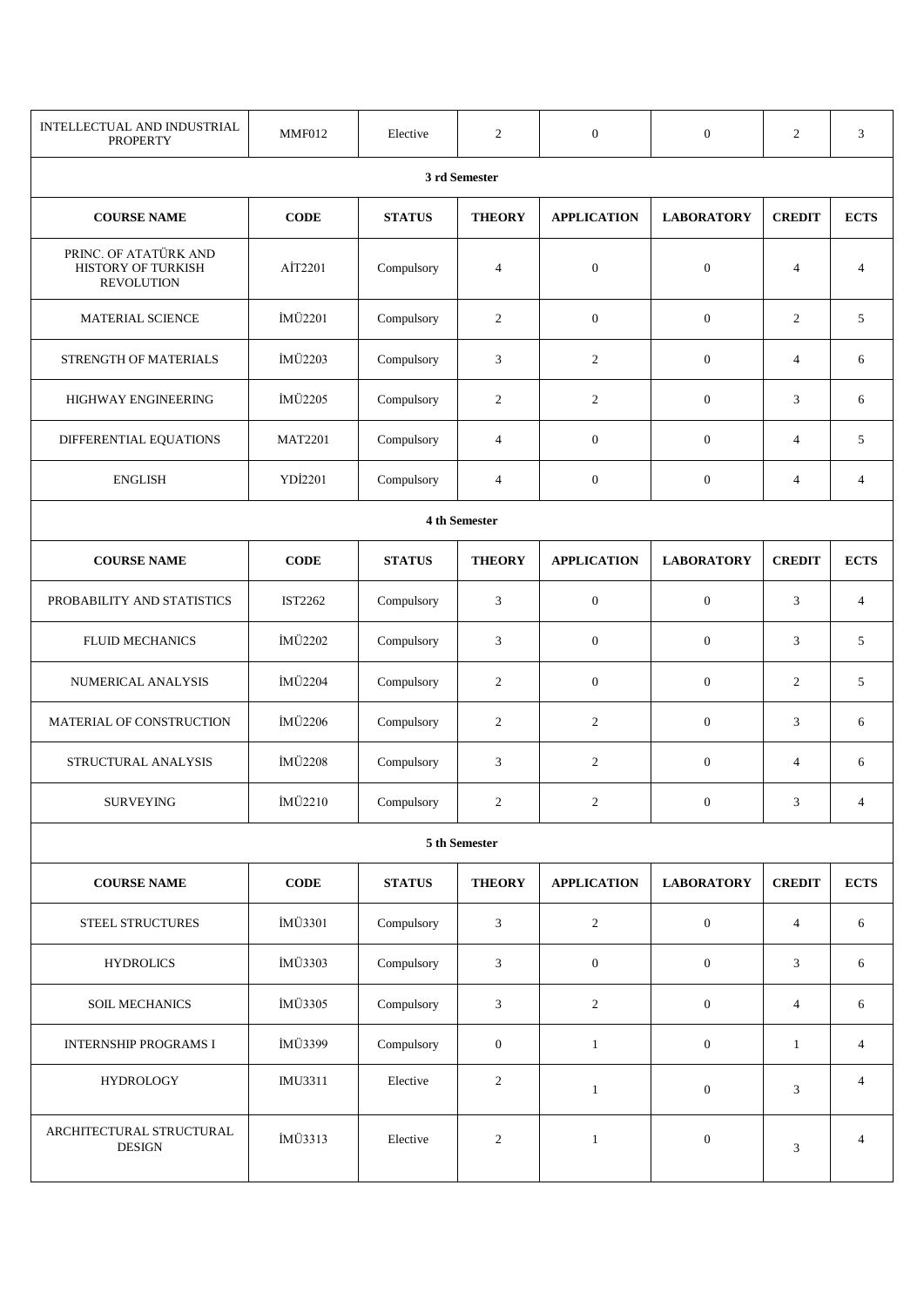| INTELLECTUAL AND INDUSTRIAL PROPERTY | MMF012 | Elective | 2 | 0 | 0 | 2 | 3 |
|---|---|---|---|---|---|---|---|

**3 rd Semester**

| COURSE NAME | CODE | STATUS | THEORY | APPLICATION | LABORATORY | CREDIT | ECTS |
|---|---|---|---|---|---|---|---|
| PRINC. OF ATATÜRK AND HISTORY OF TURKISH REVOLUTION | AİT2201 | Compulsory | 4 | 0 | 0 | 4 | 4 |
| MATERIAL SCIENCE | İMÜ2201 | Compulsory | 2 | 0 | 0 | 2 | 5 |
| STRENGTH OF MATERIALS | İMÜ2203 | Compulsory | 3 | 2 | 0 | 4 | 6 |
| HIGHWAY ENGINEERING | İMÜ2205 | Compulsory | 2 | 2 | 0 | 3 | 6 |
| DIFFERENTIAL EQUATIONS | MAT2201 | Compulsory | 4 | 0 | 0 | 4 | 5 |
| ENGLISH | YDİ2201 | Compulsory | 4 | 0 | 0 | 4 | 4 |

**4 th Semester**

| COURSE NAME | CODE | STATUS | THEORY | APPLICATION | LABORATORY | CREDIT | ECTS |
|---|---|---|---|---|---|---|---|
| PROBABILITY AND STATISTICS | IST2262 | Compulsory | 3 | 0 | 0 | 3 | 4 |
| FLUID MECHANICS | İMÜ2202 | Compulsory | 3 | 0 | 0 | 3 | 5 |
| NUMERICAL ANALYSIS | İMÜ2204 | Compulsory | 2 | 0 | 0 | 2 | 5 |
| MATERIAL OF CONSTRUCTION | İMÜ2206 | Compulsory | 2 | 2 | 0 | 3 | 6 |
| STRUCTURAL ANALYSIS | İMÜ2208 | Compulsory | 3 | 2 | 0 | 4 | 6 |
| SURVEYING | İMÜ2210 | Compulsory | 2 | 2 | 0 | 3 | 4 |

**5 th Semester**

| COURSE NAME | CODE | STATUS | THEORY | APPLICATION | LABORATORY | CREDIT | ECTS |
|---|---|---|---|---|---|---|---|
| STEEL STRUCTURES | İMÜ3301 | Compulsory | 3 | 2 | 0 | 4 | 6 |
| HYDROLICS | İMÜ3303 | Compulsory | 3 | 0 | 0 | 3 | 6 |
| SOIL MECHANICS | İMÜ3305 | Compulsory | 3 | 2 | 0 | 4 | 6 |
| INTERNSHIP PROGRAMS I | İMÜ3399 | Compulsory | 0 | 1 | 0 | 1 | 4 |
| HYDROLOGY | IMU3311 | Elective | 2 | 1 | 0 | 3 | 4 |
| ARCHITECTURAL STRUCTURAL DESIGN | İMÜ3313 | Elective | 2 | 1 | 0 | 3 | 4 |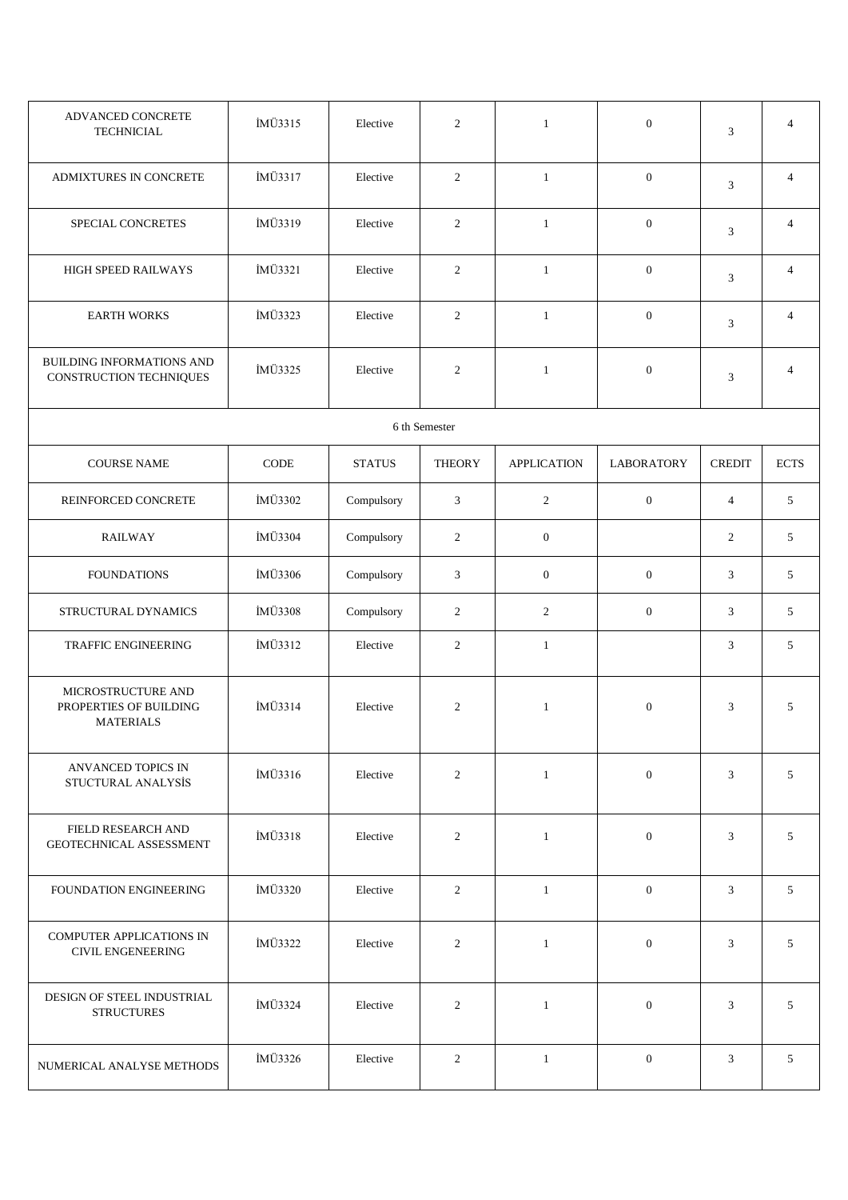| ADVANCED CONCRETE TECHNICIAL | İMÜ3315 | Elective | 2 | 1 | 0 | 3 | 4 |
|---|---|---|---|---|---|---|---|
| ADMIXTURES IN CONCRETE | İMÜ3317 | Elective | 2 | 1 | 0 | 3 | 4 |
| SPECIAL CONCRETES | İMÜ3319 | Elective | 2 | 1 | 0 | 3 | 4 |
| HIGH SPEED RAILWAYS | İMÜ3321 | Elective | 2 | 1 | 0 | 3 | 4 |
| EARTH WORKS | İMÜ3323 | Elective | 2 | 1 | 0 | 3 | 4 |
| BUILDING INFORMATIONS AND CONSTRUCTION TECHNIQUES | İMÜ3325 | Elective | 2 | 1 | 0 | 3 | 4 |
| 6 th Semester | | | | | | | |
| COURSE NAME | CODE | STATUS | THEORY | APPLICATION | LABORATORY | CREDIT | ECTS |
| REINFORCED CONCRETE | İMÜ3302 | Compulsory | 3 | 2 | 0 | 4 | 5 |
| RAILWAY | İMÜ3304 | Compulsory | 2 | 0 | | 2 | 5 |
| FOUNDATIONS | İMÜ3306 | Compulsory | 3 | 0 | 0 | 3 | 5 |
| STRUCTURAL DYNAMICS | İMÜ3308 | Compulsory | 2 | 2 | 0 | 3 | 5 |
| TRAFFIC ENGINEERING | İMÜ3312 | Elective | 2 | 1 | | 3 | 5 |
| MICROSTRUCTURE AND PROPERTIES OF BUILDING MATERIALS | İMÜ3314 | Elective | 2 | 1 | 0 | 3 | 5 |
| ANVANCED TOPICS IN STUCTURAL ANALYSİS | İMÜ3316 | Elective | 2 | 1 | 0 | 3 | 5 |
| FIELD RESEARCH AND GEOTECHNICAL ASSESSMENT | İMÜ3318 | Elective | 2 | 1 | 0 | 3 | 5 |
| FOUNDATION ENGINEERING | İMÜ3320 | Elective | 2 | 1 | 0 | 3 | 5 |
| COMPUTER APPLICATIONS IN CIVIL ENGENEERING | İMÜ3322 | Elective | 2 | 1 | 0 | 3 | 5 |
| DESIGN OF STEEL INDUSTRIAL STRUCTURES | İMÜ3324 | Elective | 2 | 1 | 0 | 3 | 5 |
| NUMERICAL ANALYSE METHODS | İMÜ3326 | Elective | 2 | 1 | 0 | 3 | 5 |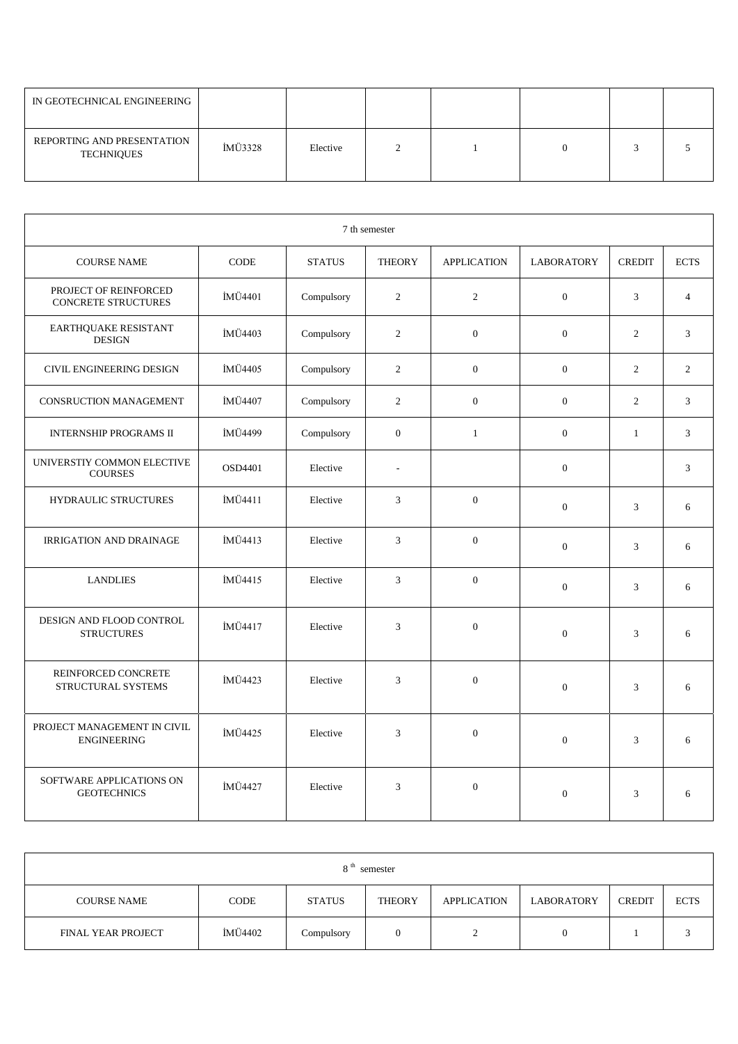| | | | | | | | |
|---|---|---|---|---|---|---|---|
| IN GEOTECHNICAL ENGINEERING | | | | | | | |
| REPORTING AND PRESENTATION TECHNIQUES | İMÜ3328 | Elective | 2 | 1 | 0 | 3 | 5 |

| 7 th semester | | | | | | | |
|---|---|---|---|---|---|---|---|
| COURSE NAME | CODE | STATUS | THEORY | APPLICATION | LABORATORY | CREDIT | ECTS |
| PROJECT OF REINFORCED CONCRETE STRUCTURES | İMÜ4401 | Compulsory | 2 | 2 | 0 | 3 | 4 |
| EARTHQUAKE RESISTANT DESIGN | İMÜ4403 | Compulsory | 2 | 0 | 0 | 2 | 3 |
| CIVIL ENGINEERING DESIGN | İMÜ4405 | Compulsory | 2 | 0 | 0 | 2 | 2 |
| CONSRUCTION MANAGEMENT | İMÜ4407 | Compulsory | 2 | 0 | 0 | 2 | 3 |
| INTERNSHIP PROGRAMS II | İMÜ4499 | Compulsory | 0 | 1 | 0 | 1 | 3 |
| UNIVERSTIY COMMON ELECTIVE COURSES | OSD4401 | Elective | - | | 0 | | 3 |
| HYDRAULIC STRUCTURES | İMÜ4411 | Elective | 3 | 0 | 0 | 3 | 6 |
| IRRIGATION AND DRAINAGE | İMÜ4413 | Elective | 3 | 0 | 0 | 3 | 6 |
| LANDLIES | İMÜ4415 | Elective | 3 | 0 | 0 | 3 | 6 |
| DESIGN AND FLOOD CONTROL STRUCTURES | İMÜ4417 | Elective | 3 | 0 | 0 | 3 | 6 |
| REINFORCED CONCRETE STRUCTURAL SYSTEMS | İMÜ4423 | Elective | 3 | 0 | 0 | 3 | 6 |
| PROJECT MANAGEMENT IN CIVIL ENGINEERING | İMÜ4425 | Elective | 3 | 0 | 0 | 3 | 6 |
| SOFTWARE APPLICATIONS ON GEOTECHNICS | İMÜ4427 | Elective | 3 | 0 | 0 | 3 | 6 |

| 8 th semester | | | | | | | |
|---|---|---|---|---|---|---|---|
| COURSE NAME | CODE | STATUS | THEORY | APPLICATION | LABORATORY | CREDIT | ECTS |
| FINAL YEAR PROJECT | İMÜ4402 | Compulsory | 0 | 2 | 0 | 1 | 3 |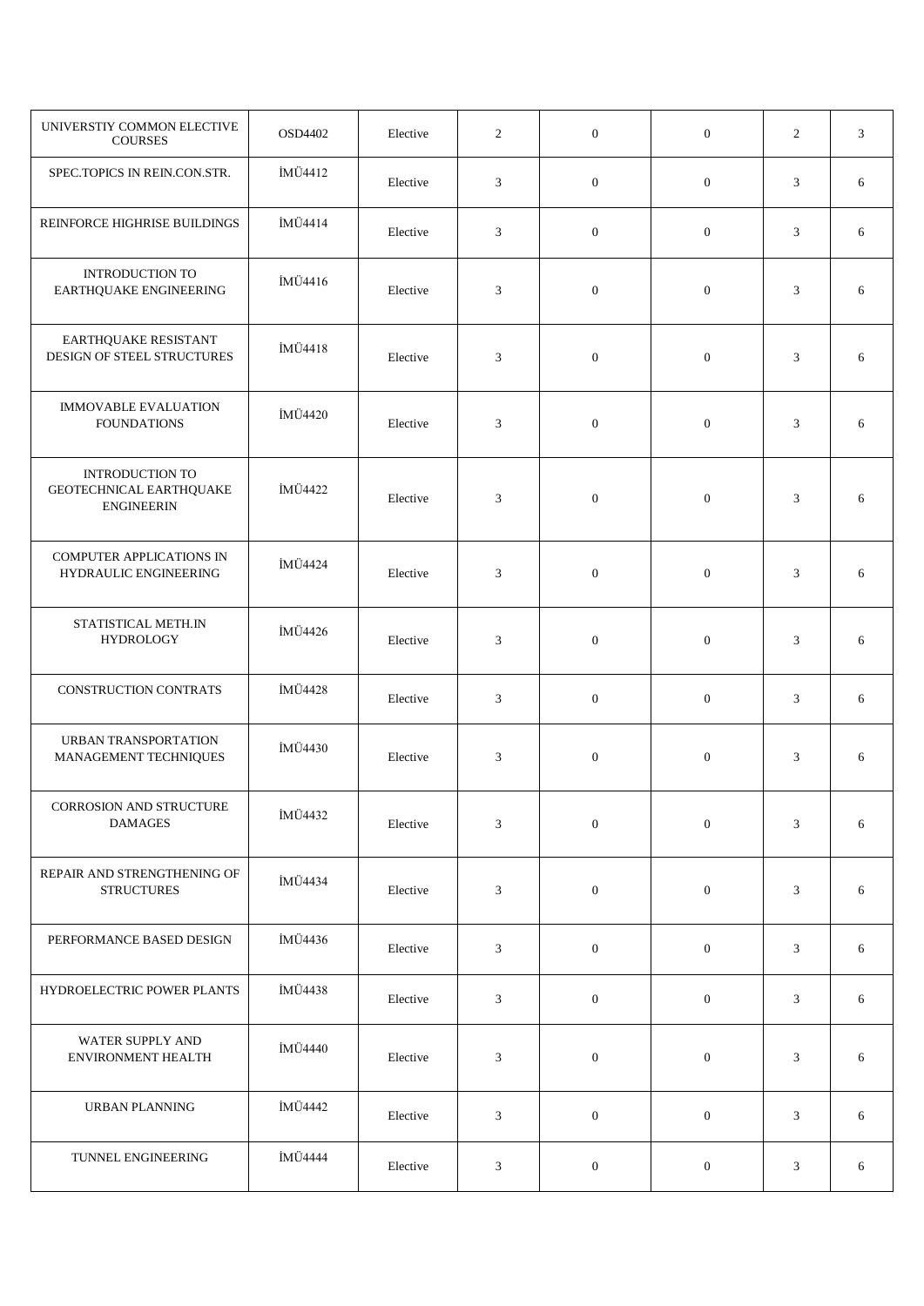| | | | | | | | |
|---|---|---|---|---|---|---|---|
| UNIVERSTIY COMMON ELECTIVE COURSES | OSD4402 | Elective | 2 | 0 | 0 | 2 | 3 |
| SPEC.TOPICS IN REIN.CON.STR. | İMÜ4412 | Elective | 3 | 0 | 0 | 3 | 6 |
| REINFORCE HIGHRISE BUILDINGS | İMÜ4414 | Elective | 3 | 0 | 0 | 3 | 6 |
| INTRODUCTION TO EARTHQUAKE ENGINEERING | İMÜ4416 | Elective | 3 | 0 | 0 | 3 | 6 |
| EARTHQUAKE RESISTANT DESIGN OF STEEL STRUCTURES | İMÜ4418 | Elective | 3 | 0 | 0 | 3 | 6 |
| IMMOVABLE EVALUATION FOUNDATIONS | İMÜ4420 | Elective | 3 | 0 | 0 | 3 | 6 |
| INTRODUCTION TO GEOTECHNICAL EARTHQUAKE ENGINEERIN | İMÜ4422 | Elective | 3 | 0 | 0 | 3 | 6 |
| COMPUTER APPLICATIONS IN HYDRAULIC ENGINEERING | İMÜ4424 | Elective | 3 | 0 | 0 | 3 | 6 |
| STATISTICAL METH.IN HYDROLOGY | İMÜ4426 | Elective | 3 | 0 | 0 | 3 | 6 |
| CONSTRUCTION CONTRATS | İMÜ4428 | Elective | 3 | 0 | 0 | 3 | 6 |
| URBAN TRANSPORTATION MANAGEMENT TECHNIQUES | İMÜ4430 | Elective | 3 | 0 | 0 | 3 | 6 |
| CORROSION AND STRUCTURE DAMAGES | İMÜ4432 | Elective | 3 | 0 | 0 | 3 | 6 |
| REPAIR AND STRENGTHENING OF STRUCTURES | İMÜ4434 | Elective | 3 | 0 | 0 | 3 | 6 |
| PERFORMANCE BASED DESIGN | İMÜ4436 | Elective | 3 | 0 | 0 | 3 | 6 |
| HYDROELECTRIC POWER PLANTS | İMÜ4438 | Elective | 3 | 0 | 0 | 3 | 6 |
| WATER SUPPLY AND ENVIRONMENT HEALTH | İMÜ4440 | Elective | 3 | 0 | 0 | 3 | 6 |
| URBAN PLANNING | İMÜ4442 | Elective | 3 | 0 | 0 | 3 | 6 |
| TUNNEL ENGINEERING | İMÜ4444 | Elective | 3 | 0 | 0 | 3 | 6 |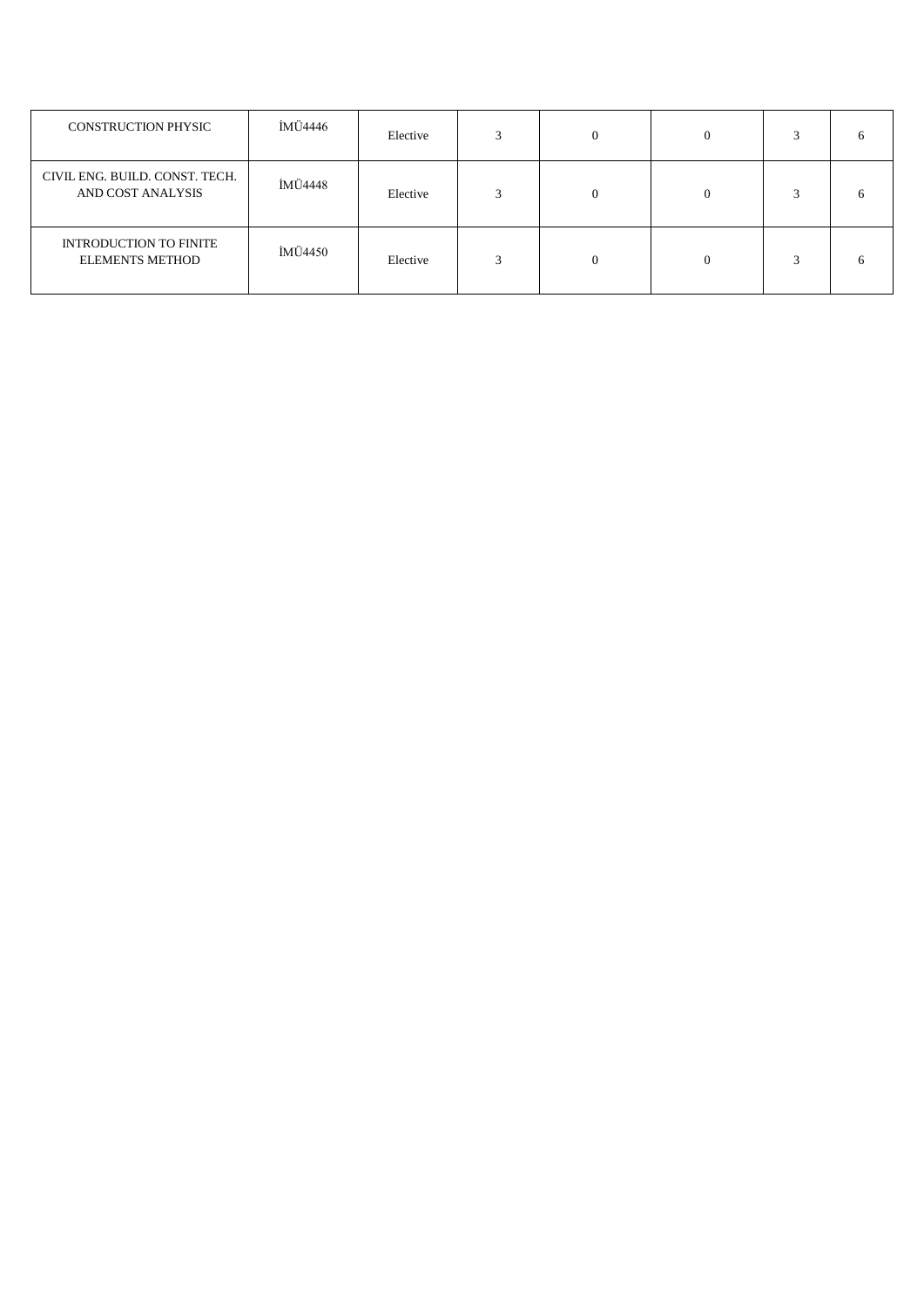| | | | | | | | |
|---|---|---|---|---|---|---|---|
| CONSTRUCTION PHYSIC | İMÜ4446 | Elective | 3 | 0 | 0 | 3 | 6 |
| CIVIL ENG. BUILD. CONST. TECH. AND COST ANALYSIS | İMÜ4448 | Elective | 3 | 0 | 0 | 3 | 6 |
| INTRODUCTION TO FINITE ELEMENTS METHOD | İMÜ4450 | Elective | 3 | 0 | 0 | 3 | 6 |